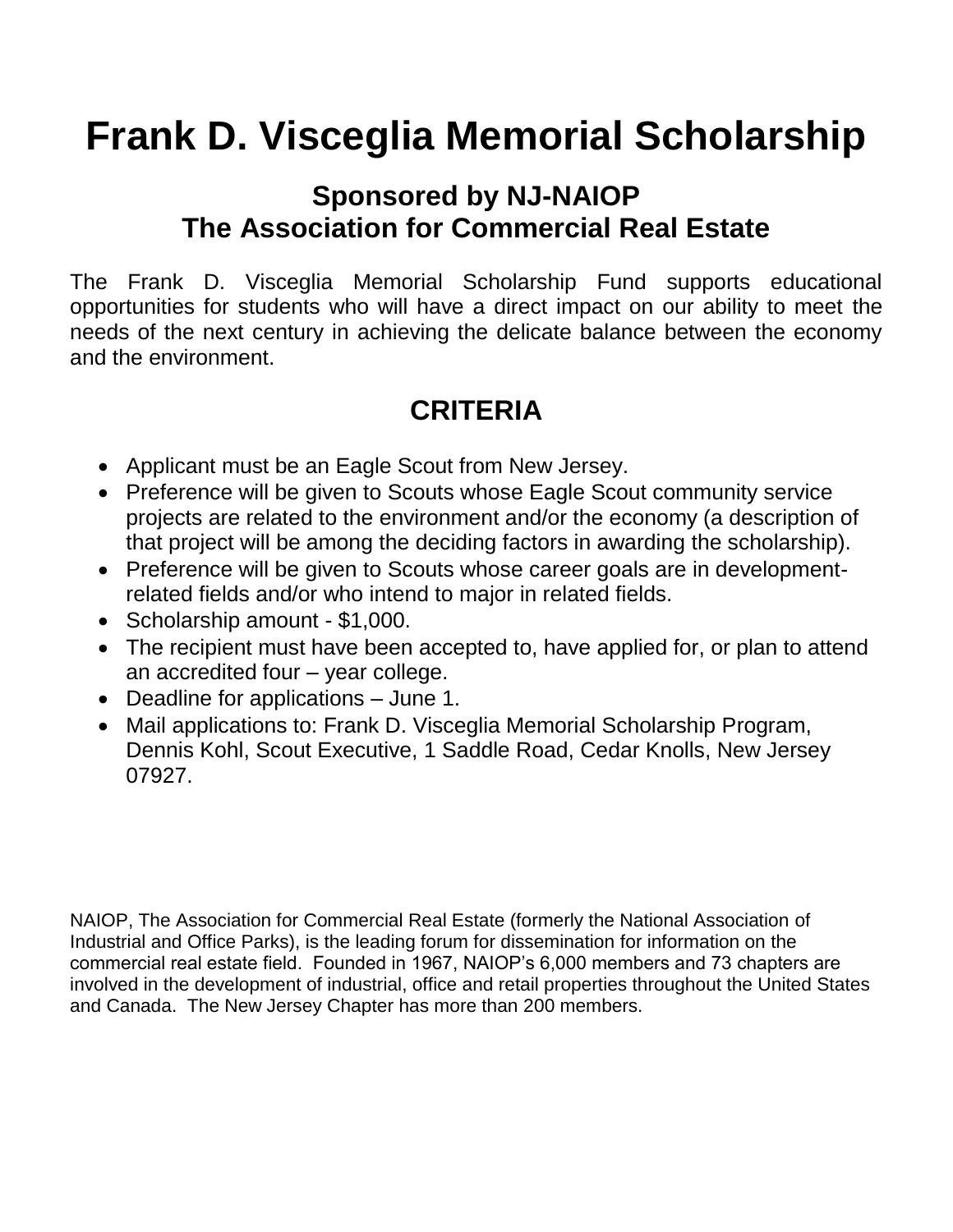# Frank D. Visceglia Memorial Scholarship

## Sponsored by NJ-NAIOP
## The Association for Commercial Real Estate

The Frank D. Visceglia Memorial Scholarship Fund supports educational opportunities for students who will have a direct impact on our ability to meet the needs of the next century in achieving the delicate balance between the economy and the environment.

## CRITERIA

- Applicant must be an Eagle Scout from New Jersey.
- Preference will be given to Scouts whose Eagle Scout community service projects are related to the environment and/or the economy (a description of that project will be among the deciding factors in awarding the scholarship).
- Preference will be given to Scouts whose career goals are in development-related fields and/or who intend to major in related fields.
- Scholarship amount - $1,000.
- The recipient must have been accepted to, have applied for, or plan to attend an accredited four – year college.
- Deadline for applications – June 1.
- Mail applications to: Frank D. Visceglia Memorial Scholarship Program, Dennis Kohl, Scout Executive, 1 Saddle Road, Cedar Knolls, New Jersey 07927.

NAIOP, The Association for Commercial Real Estate (formerly the National Association of Industrial and Office Parks), is the leading forum for dissemination for information on the commercial real estate field. Founded in 1967, NAIOP's 6,000 members and 73 chapters are involved in the development of industrial, office and retail properties throughout the United States and Canada. The New Jersey Chapter has more than 200 members.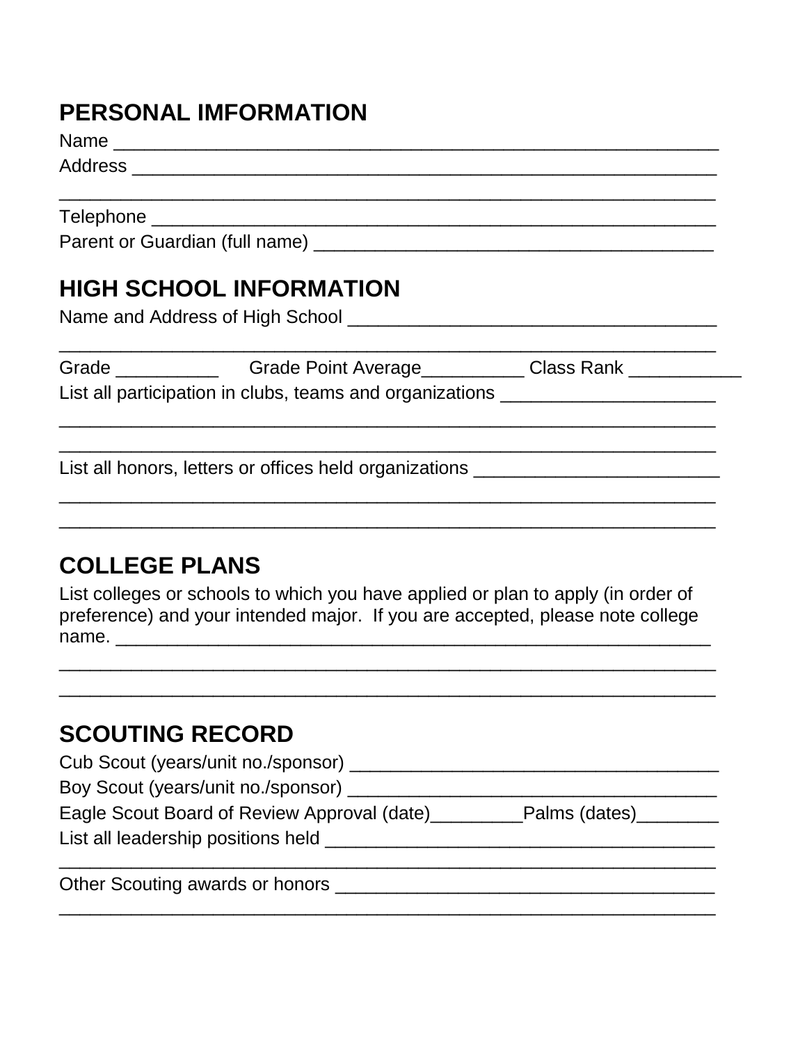## PERSONAL IMFORMATION

Name ___________________________________________________________

Address _________________________________________________________

_______________________________________________________________

Telephone _______________________________________________________

Parent or Guardian (full name) _____________________________________

## HIGH SCHOOL INFORMATION

Name and Address of High School ___________________________________

_______________________________________________________________

Grade __________ Grade Point Average__________ Class Rank ___________

List all participation in clubs, teams and organizations ____________________

_______________________________________________________________

_______________________________________________________________

List all honors, letters or offices held organizations _______________________

_______________________________________________________________

_______________________________________________________________

## COLLEGE PLANS

List colleges or schools to which you have applied or plan to apply (in order of preference) and your intended major. If you are accepted, please note college name. ________________________________________________________

_______________________________________________________________

_______________________________________________________________

## SCOUTING RECORD

Cub Scout (years/unit no./sponsor) __________________________________

Boy Scout (years/unit no./sponsor) __________________________________

Eagle Scout Board of Review Approval (date)_________Palms (dates)________

List all leadership positions held ____________________________________

_______________________________________________________________

Other Scouting awards or honors ____________________________________

_______________________________________________________________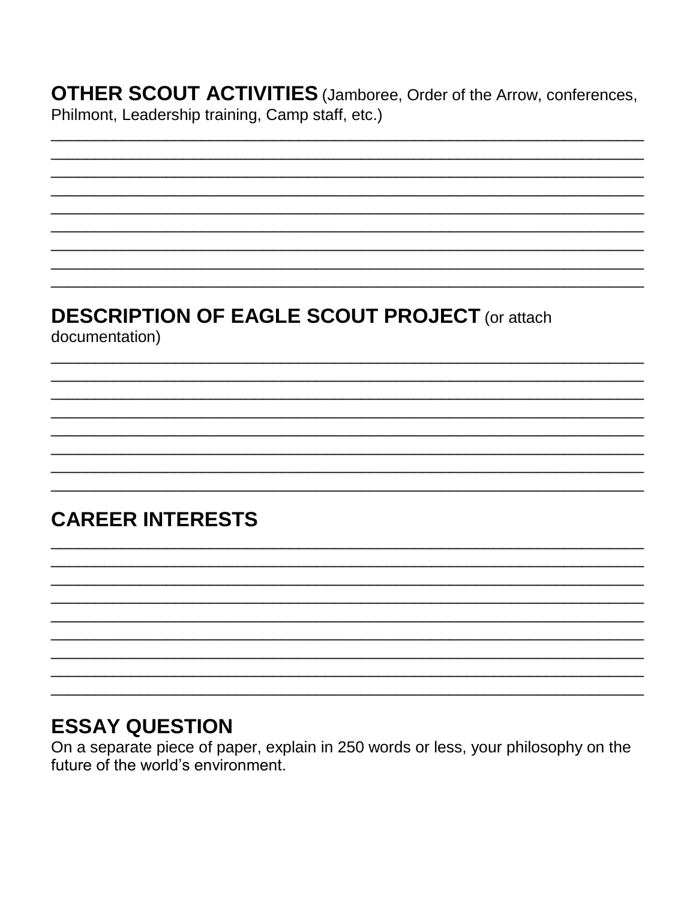**OTHER SCOUT ACTIVITIES** (Jamboree, Order of the Arrow, conferences, Philmont, Leadership training, Camp staff, etc.)

\_\_\_\_\_\_\_\_\_\_\_\_\_\_\_\_\_\_\_\_\_\_\_\_\_\_\_\_\_\_\_\_\_\_\_\_\_\_\_\_\_\_\_\_\_\_\_\_\_\_\_\_\_\_\_\_\_\_\_\_

\_\_\_\_\_\_\_\_\_\_\_\_\_\_\_\_\_\_\_\_\_\_\_\_\_\_\_\_\_\_\_\_\_\_\_\_\_\_\_\_\_\_\_\_\_\_\_\_\_\_\_\_\_\_\_\_\_\_\_\_

\_\_\_\_\_\_\_\_\_\_\_\_\_\_\_\_\_\_\_\_\_\_\_\_\_\_\_\_\_\_\_\_\_\_\_\_\_\_\_\_\_\_\_\_\_\_\_\_\_\_\_\_\_\_\_\_\_\_\_\_

\_\_\_\_\_\_\_\_\_\_\_\_\_\_\_\_\_\_\_\_\_\_\_\_\_\_\_\_\_\_\_\_\_\_\_\_\_\_\_\_\_\_\_\_\_\_\_\_\_\_\_\_\_\_\_\_\_\_\_\_

\_\_\_\_\_\_\_\_\_\_\_\_\_\_\_\_\_\_\_\_\_\_\_\_\_\_\_\_\_\_\_\_\_\_\_\_\_\_\_\_\_\_\_\_\_\_\_\_\_\_\_\_\_\_\_\_\_\_\_\_

\_\_\_\_\_\_\_\_\_\_\_\_\_\_\_\_\_\_\_\_\_\_\_\_\_\_\_\_\_\_\_\_\_\_\_\_\_\_\_\_\_\_\_\_\_\_\_\_\_\_\_\_\_\_\_\_\_\_\_\_

\_\_\_\_\_\_\_\_\_\_\_\_\_\_\_\_\_\_\_\_\_\_\_\_\_\_\_\_\_\_\_\_\_\_\_\_\_\_\_\_\_\_\_\_\_\_\_\_\_\_\_\_\_\_\_\_\_\_\_\_

\_\_\_\_\_\_\_\_\_\_\_\_\_\_\_\_\_\_\_\_\_\_\_\_\_\_\_\_\_\_\_\_\_\_\_\_\_\_\_\_\_\_\_\_\_\_\_\_\_\_\_\_\_\_\_\_\_\_\_\_

\_\_\_\_\_\_\_\_\_\_\_\_\_\_\_\_\_\_\_\_\_\_\_\_\_\_\_\_\_\_\_\_\_\_\_\_\_\_\_\_\_\_\_\_\_\_\_\_\_\_\_\_\_\_\_\_\_\_\_\_

**DESCRIPTION OF EAGLE SCOUT PROJECT** (or attach documentation)

\_\_\_\_\_\_\_\_\_\_\_\_\_\_\_\_\_\_\_\_\_\_\_\_\_\_\_\_\_\_\_\_\_\_\_\_\_\_\_\_\_\_\_\_\_\_\_\_\_\_\_\_\_\_\_\_\_\_\_\_

\_\_\_\_\_\_\_\_\_\_\_\_\_\_\_\_\_\_\_\_\_\_\_\_\_\_\_\_\_\_\_\_\_\_\_\_\_\_\_\_\_\_\_\_\_\_\_\_\_\_\_\_\_\_\_\_\_\_\_\_

\_\_\_\_\_\_\_\_\_\_\_\_\_\_\_\_\_\_\_\_\_\_\_\_\_\_\_\_\_\_\_\_\_\_\_\_\_\_\_\_\_\_\_\_\_\_\_\_\_\_\_\_\_\_\_\_\_\_\_\_

\_\_\_\_\_\_\_\_\_\_\_\_\_\_\_\_\_\_\_\_\_\_\_\_\_\_\_\_\_\_\_\_\_\_\_\_\_\_\_\_\_\_\_\_\_\_\_\_\_\_\_\_\_\_\_\_\_\_\_\_

\_\_\_\_\_\_\_\_\_\_\_\_\_\_\_\_\_\_\_\_\_\_\_\_\_\_\_\_\_\_\_\_\_\_\_\_\_\_\_\_\_\_\_\_\_\_\_\_\_\_\_\_\_\_\_\_\_\_\_\_

\_\_\_\_\_\_\_\_\_\_\_\_\_\_\_\_\_\_\_\_\_\_\_\_\_\_\_\_\_\_\_\_\_\_\_\_\_\_\_\_\_\_\_\_\_\_\_\_\_\_\_\_\_\_\_\_\_\_\_\_

\_\_\_\_\_\_\_\_\_\_\_\_\_\_\_\_\_\_\_\_\_\_\_\_\_\_\_\_\_\_\_\_\_\_\_\_\_\_\_\_\_\_\_\_\_\_\_\_\_\_\_\_\_\_\_\_\_\_\_\_

\_\_\_\_\_\_\_\_\_\_\_\_\_\_\_\_\_\_\_\_\_\_\_\_\_\_\_\_\_\_\_\_\_\_\_\_\_\_\_\_\_\_\_\_\_\_\_\_\_\_\_\_\_\_\_\_\_\_\_\_

## CAREER INTERESTS

\_\_\_\_\_\_\_\_\_\_\_\_\_\_\_\_\_\_\_\_\_\_\_\_\_\_\_\_\_\_\_\_\_\_\_\_\_\_\_\_\_\_\_\_\_\_\_\_\_\_\_\_\_\_\_\_\_\_\_\_

\_\_\_\_\_\_\_\_\_\_\_\_\_\_\_\_\_\_\_\_\_\_\_\_\_\_\_\_\_\_\_\_\_\_\_\_\_\_\_\_\_\_\_\_\_\_\_\_\_\_\_\_\_\_\_\_\_\_\_\_

\_\_\_\_\_\_\_\_\_\_\_\_\_\_\_\_\_\_\_\_\_\_\_\_\_\_\_\_\_\_\_\_\_\_\_\_\_\_\_\_\_\_\_\_\_\_\_\_\_\_\_\_\_\_\_\_\_\_\_\_

\_\_\_\_\_\_\_\_\_\_\_\_\_\_\_\_\_\_\_\_\_\_\_\_\_\_\_\_\_\_\_\_\_\_\_\_\_\_\_\_\_\_\_\_\_\_\_\_\_\_\_\_\_\_\_\_\_\_\_\_

\_\_\_\_\_\_\_\_\_\_\_\_\_\_\_\_\_\_\_\_\_\_\_\_\_\_\_\_\_\_\_\_\_\_\_\_\_\_\_\_\_\_\_\_\_\_\_\_\_\_\_\_\_\_\_\_\_\_\_\_

\_\_\_\_\_\_\_\_\_\_\_\_\_\_\_\_\_\_\_\_\_\_\_\_\_\_\_\_\_\_\_\_\_\_\_\_\_\_\_\_\_\_\_\_\_\_\_\_\_\_\_\_\_\_\_\_\_\_\_\_

\_\_\_\_\_\_\_\_\_\_\_\_\_\_\_\_\_\_\_\_\_\_\_\_\_\_\_\_\_\_\_\_\_\_\_\_\_\_\_\_\_\_\_\_\_\_\_\_\_\_\_\_\_\_\_\_\_\_\_\_

\_\_\_\_\_\_\_\_\_\_\_\_\_\_\_\_\_\_\_\_\_\_\_\_\_\_\_\_\_\_\_\_\_\_\_\_\_\_\_\_\_\_\_\_\_\_\_\_\_\_\_\_\_\_\_\_\_\_\_\_

\_\_\_\_\_\_\_\_\_\_\_\_\_\_\_\_\_\_\_\_\_\_\_\_\_\_\_\_\_\_\_\_\_\_\_\_\_\_\_\_\_\_\_\_\_\_\_\_\_\_\_\_\_\_\_\_\_\_\_\_

## ESSAY QUESTION

On a separate piece of paper, explain in 250 words or less, your philosophy on the future of the world's environment.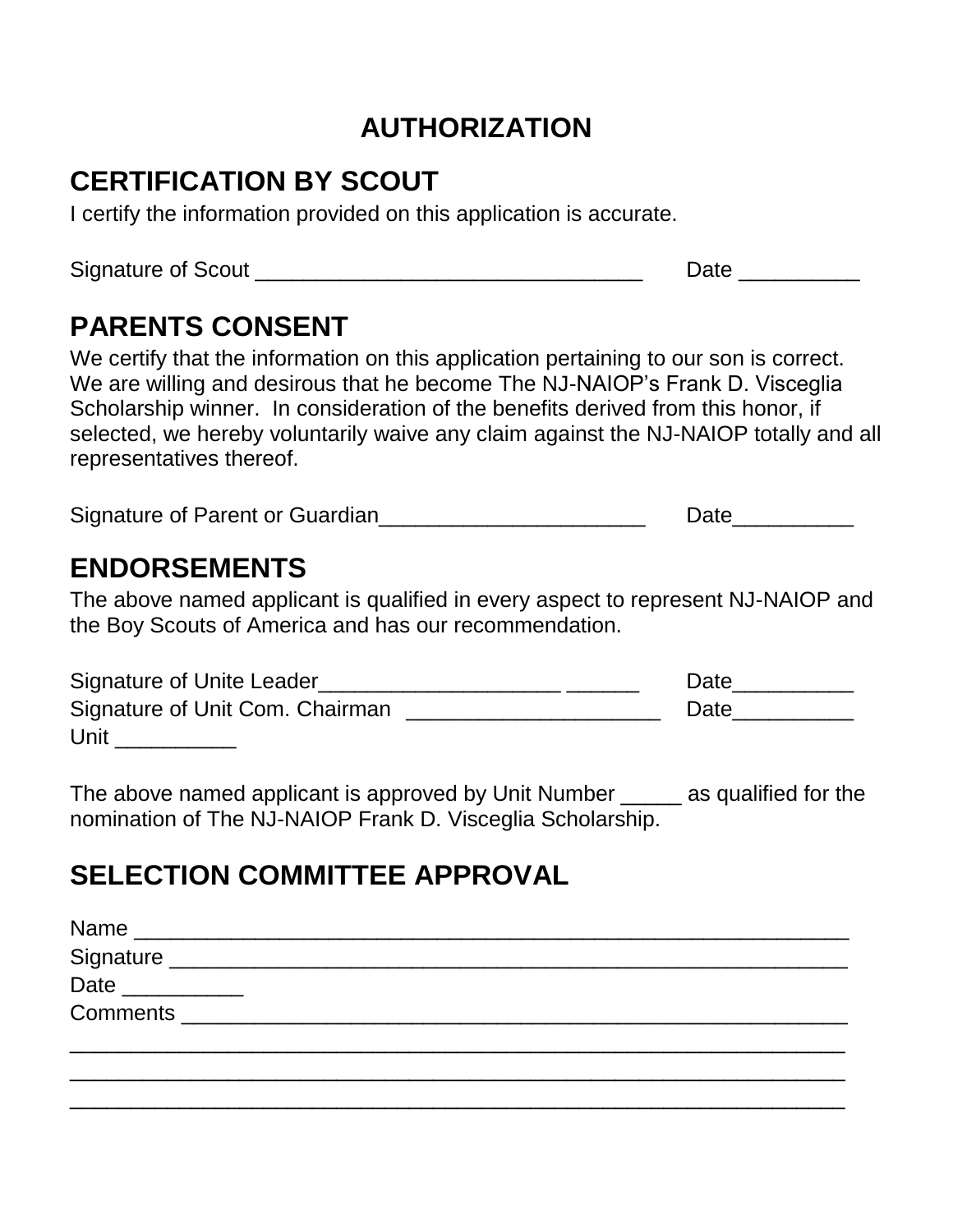# AUTHORIZATION

## CERTIFICATION BY SCOUT

I certify the information provided on this application is accurate.

Signature of Scout _________________________________ Date __________

## PARENTS CONSENT

We certify that the information on this application pertaining to our son is correct. We are willing and desirous that he become The NJ-NAIOP's Frank D. Visceglia Scholarship winner. In consideration of the benefits derived from this honor, if selected, we hereby voluntarily waive any claim against the NJ-NAIOP totally and all representatives thereof.

Signature of Parent or Guardian______________________ Date__________

## ENDORSEMENTS

The above named applicant is qualified in every aspect to represent NJ-NAIOP and the Boy Scouts of America and has our recommendation.

Signature of Unite Leader____________________ ______ Date__________
Signature of Unit Com. Chairman _____________________ Date__________
Unit __________

The above named applicant is approved by Unit Number _____ as qualified for the nomination of The NJ-NAIOP Frank D. Visceglia Scholarship.

## SELECTION COMMITTEE APPROVAL

Name ____________________________________________________________
Signature _________________________________________________________
Date __________
Comments _________________________________________________________
_________________________________________________________________
_________________________________________________________________
_________________________________________________________________